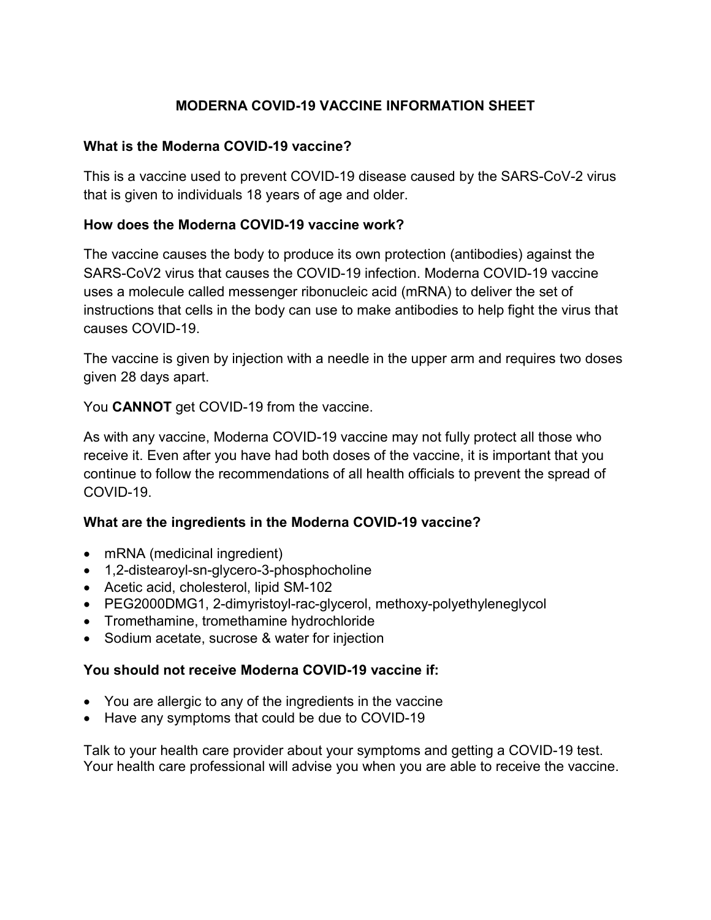# MODERNA COVID-19 VACCINE INFORMATION SHEET

## What is the Moderna COVID-19 vaccine?

This is a vaccine used to prevent COVID-19 disease caused by the SARS-CoV-2 virus that is given to individuals 18 years of age and older.

## How does the Moderna COVID-19 vaccine work?

The vaccine causes the body to produce its own protection (antibodies) against the SARS-CoV2 virus that causes the COVID-19 infection. Moderna COVID-19 vaccine uses a molecule called messenger ribonucleic acid (mRNA) to deliver the set of instructions that cells in the body can use to make antibodies to help fight the virus that causes COVID-19.

The vaccine is given by injection with a needle in the upper arm and requires two doses given 28 days apart.

You **CANNOT** get COVID-19 from the vaccine.

As with any vaccine, Moderna COVID-19 vaccine may not fully protect all those who receive it. Even after you have had both doses of the vaccine, it is important that you continue to follow the recommendations of all health officials to prevent the spread of COVID-19.

## What are the ingredients in the Moderna COVID-19 vaccine?

- mRNA (medicinal ingredient)
- 1,2-distearoyl-sn-glycero-3-phosphocholine
- Acetic acid, cholesterol, lipid SM-102
- PEG2000DMG1, 2-dimyristoyl-rac-glycerol, methoxy-polyethyleneglycol
- Tromethamine, tromethamine hydrochloride
- Sodium acetate, sucrose & water for injection

## You should not receive Moderna COVID-19 vaccine if:

- You are allergic to any of the ingredients in the vaccine
- Have any symptoms that could be due to COVID-19

Talk to your health care provider about your symptoms and getting a COVID-19 test. Your health care professional will advise you when you are able to receive the vaccine.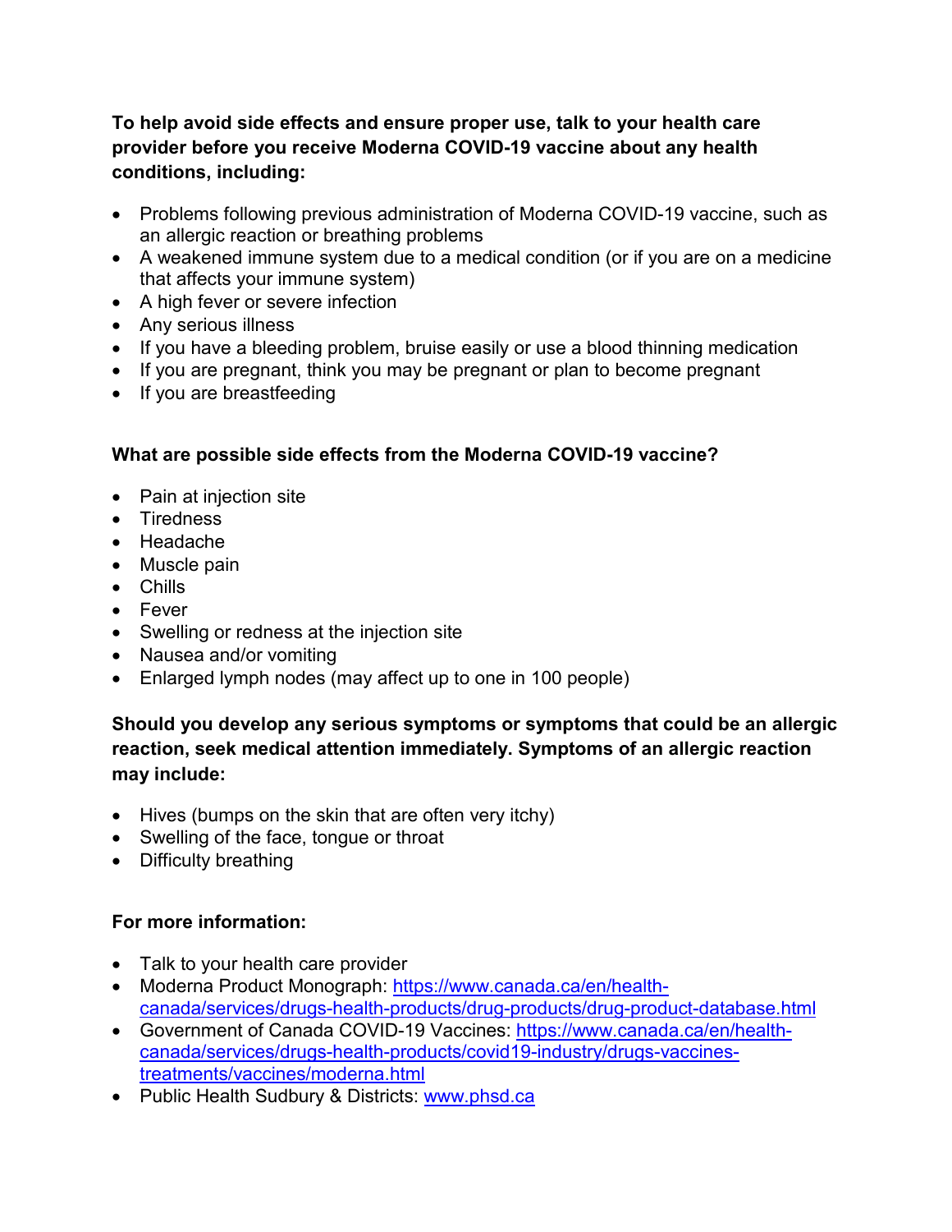**To help avoid side effects and ensure proper use, talk to your health care provider before you receive Moderna COVID-19 vaccine about any health conditions, including:**

- Problems following previous administration of Moderna COVID-19 vaccine, such as an allergic reaction or breathing problems
- A weakened immune system due to a medical condition (or if you are on a medicine that affects your immune system)
- A high fever or severe infection
- Any serious illness
- If you have a bleeding problem, bruise easily or use a blood thinning medication
- If you are pregnant, think you may be pregnant or plan to become pregnant
- If you are breastfeeding

**What are possible side effects from the Moderna COVID-19 vaccine?**

- Pain at injection site
- Tiredness
- Headache
- Muscle pain
- Chills
- Fever
- Swelling or redness at the injection site
- Nausea and/or vomiting
- Enlarged lymph nodes (may affect up to one in 100 people)

**Should you develop any serious symptoms or symptoms that could be an allergic reaction, seek medical attention immediately. Symptoms of an allergic reaction may include:**

- Hives (bumps on the skin that are often very itchy)
- Swelling of the face, tongue or throat
- Difficulty breathing

**For more information:**

- Talk to your health care provider
- Moderna Product Monograph: [https://www.canada.ca/en/health-canada/services/drugs-health-products/drug-products/drug-product-database.html](https://www.canada.ca/en/health-canada/services/drugs-health-products/drug-products/drug-product-database.html)
- Government of Canada COVID-19 Vaccines: [https://www.canada.ca/en/health-canada/services/drugs-health-products/covid19-industry/drugs-vaccines-treatments/vaccines/moderna.html](https://www.canada.ca/en/health-canada/services/drugs-health-products/covid19-industry/drugs-vaccines-treatments/vaccines/moderna.html)
- Public Health Sudbury & Districts: [www.phsd.ca](http://www.phsd.ca)